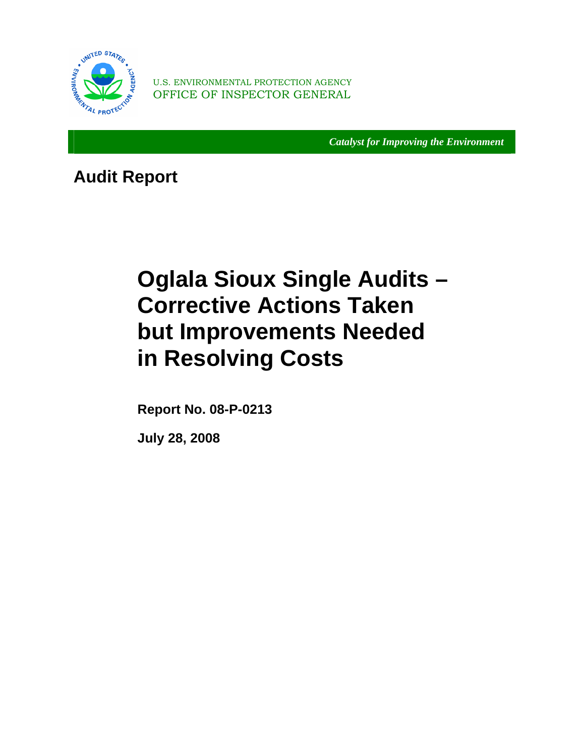U.S. ENVIRONMENTAL PROTECTION AGENCY
OFFICE OF INSPECTOR GENERAL

*Catalyst for Improving the Environment*

## Audit Report

# Oglala Sioux Single Audits – Corrective Actions Taken but Improvements Needed in Resolving Costs

**Report No. 08-P-0213**

**July 28, 2008**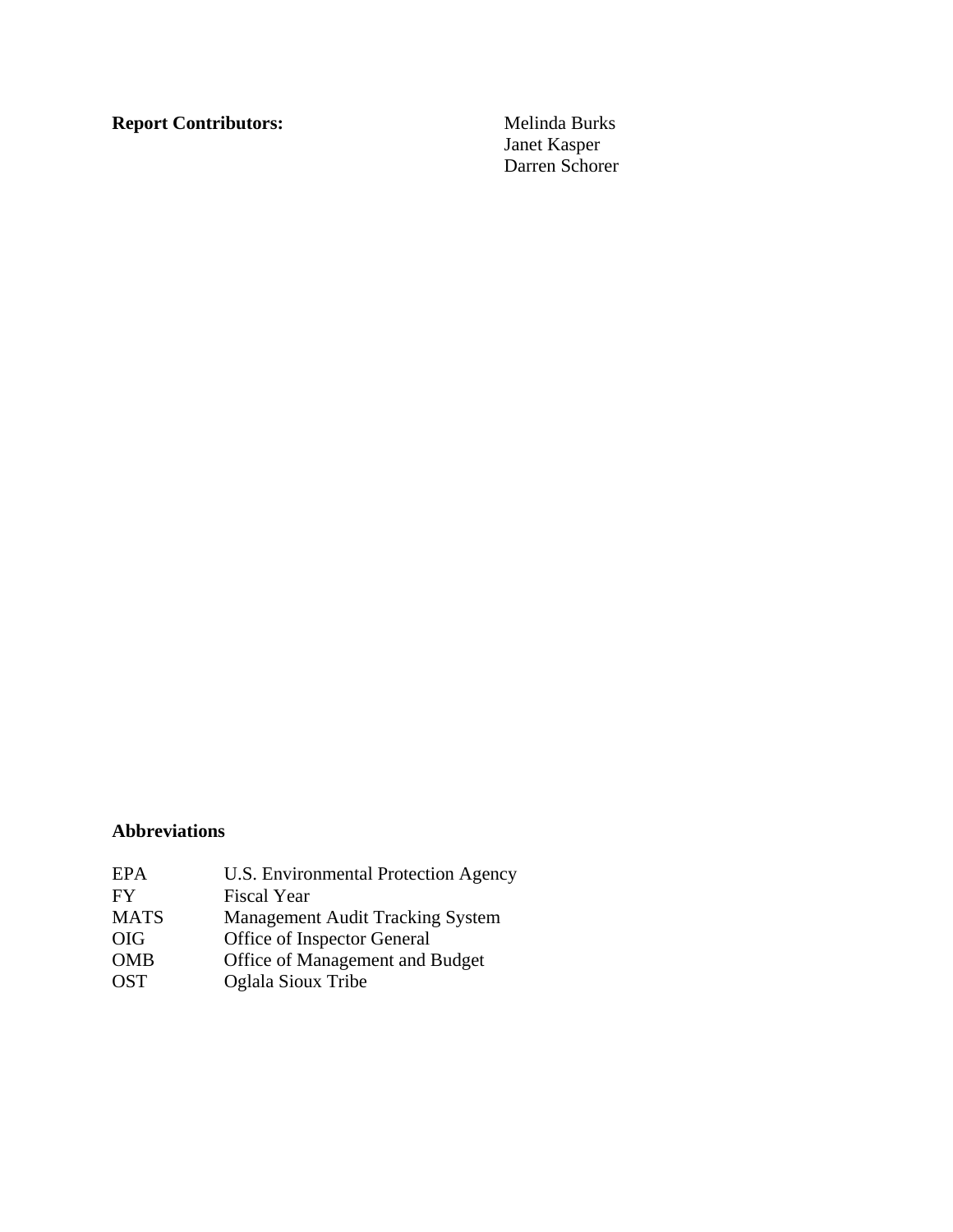**Report Contributors:**

Melinda Burks
Janet Kasper
Darren Schorer

**Abbreviations**

| | |
|---|---|
| EPA | U.S. Environmental Protection Agency |
| FY | Fiscal Year |
| MATS | Management Audit Tracking System |
| OIG | Office of Inspector General |
| OMB | Office of Management and Budget |
| OST | Oglala Sioux Tribe |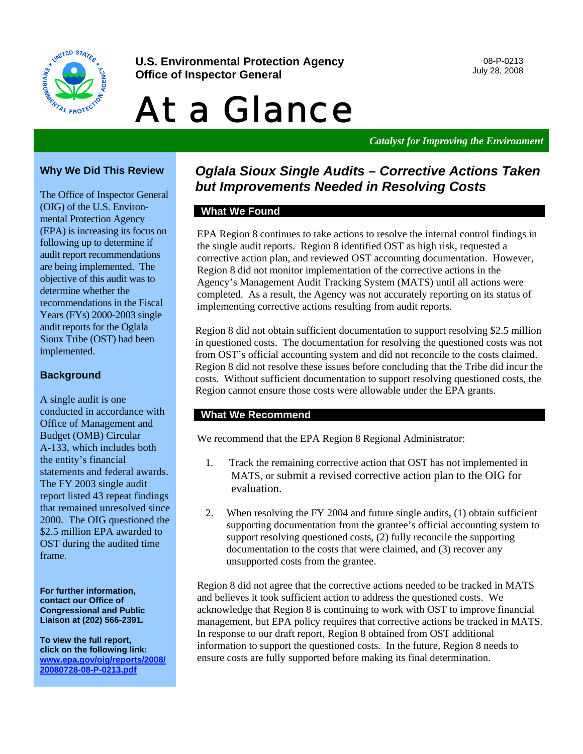U.S. Environmental Protection Agency
Office of Inspector General

08-P-0213
July 28, 2008

# At a Glance

*Catalyst for Improving the Environment*

## Why We Did This Review

The Office of Inspector General (OIG) of the U.S. Environmental Protection Agency (EPA) is increasing its focus on following up to determine if audit report recommendations are being implemented. The objective of this audit was to determine whether the recommendations in the Fiscal Years (FYs) 2000-2003 single audit reports for the Oglala Sioux Tribe (OST) had been implemented.

## Background

A single audit is one conducted in accordance with Office of Management and Budget (OMB) Circular A-133, which includes both the entity's financial statements and federal awards. The FY 2003 single audit report listed 43 repeat findings that remained unresolved since 2000. The OIG questioned the $2.5 million EPA awarded to OST during the audited time frame.

**For further information, contact our Office of Congressional and Public Liaison at (202) 566-2391.**

**To view the full report, click on the following link:** **www.epa.gov/oig/reports/2008/20080728-08-P-0213.pdf**

## *Oglala Sioux Single Audits – Corrective Actions Taken but Improvements Needed in Resolving Costs*

### What We Found

EPA Region 8 continues to take actions to resolve the internal control findings in the single audit reports. Region 8 identified OST as high risk, requested a corrective action plan, and reviewed OST accounting documentation. However, Region 8 did not monitor implementation of the corrective actions in the Agency's Management Audit Tracking System (MATS) until all actions were completed. As a result, the Agency was not accurately reporting on its status of implementing corrective actions resulting from audit reports.

Region 8 did not obtain sufficient documentation to support resolving $2.5 million in questioned costs. The documentation for resolving the questioned costs was not from OST's official accounting system and did not reconcile to the costs claimed. Region 8 did not resolve these issues before concluding that the Tribe did incur the costs. Without sufficient documentation to support resolving questioned costs, the Region cannot ensure those costs were allowable under the EPA grants.

### What We Recommend

We recommend that the EPA Region 8 Regional Administrator:

1. Track the remaining corrective action that OST has not implemented in MATS, or submit a revised corrective action plan to the OIG for evaluation.

2. When resolving the FY 2004 and future single audits, (1) obtain sufficient supporting documentation from the grantee's official accounting system to support resolving questioned costs, (2) fully reconcile the supporting documentation to the costs that were claimed, and (3) recover any unsupported costs from the grantee.

Region 8 did not agree that the corrective actions needed to be tracked in MATS and believes it took sufficient action to address the questioned costs. We acknowledge that Region 8 is continuing to work with OST to improve financial management, but EPA policy requires that corrective actions be tracked in MATS. In response to our draft report, Region 8 obtained from OST additional information to support the questioned costs. In the future, Region 8 needs to ensure costs are fully supported before making its final determination.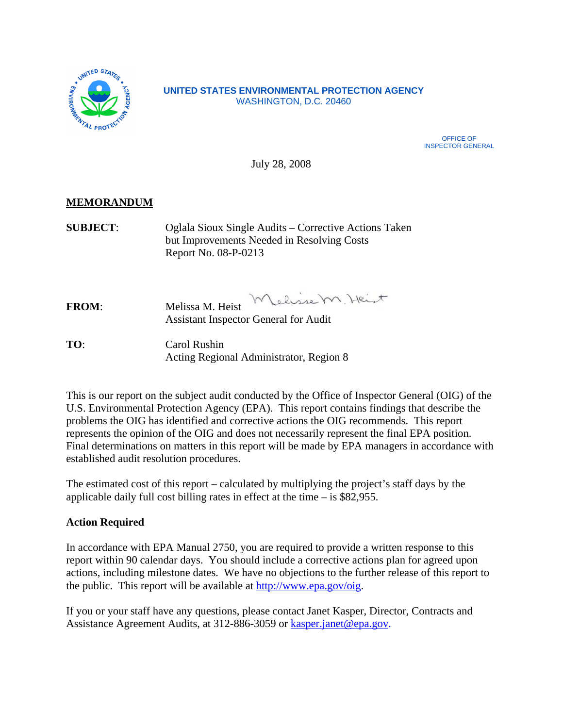UNITED STATES ENVIRONMENTAL PROTECTION AGENCY
WASHINGTON, D.C. 20460

OFFICE OF
INSPECTOR GENERAL

July 28, 2008

**MEMORANDUM**

**SUBJECT**: Oglala Sioux Single Audits – Corrective Actions Taken but Improvements Needed in Resolving Costs
Report No. 08-P-0213

**FROM**: Melissa M. Heist
Assistant Inspector General for Audit

**TO**: Carol Rushin
Acting Regional Administrator, Region 8

This is our report on the subject audit conducted by the Office of Inspector General (OIG) of the U.S. Environmental Protection Agency (EPA). This report contains findings that describe the problems the OIG has identified and corrective actions the OIG recommends. This report represents the opinion of the OIG and does not necessarily represent the final EPA position. Final determinations on matters in this report will be made by EPA managers in accordance with established audit resolution procedures.

The estimated cost of this report – calculated by multiplying the project's staff days by the applicable daily full cost billing rates in effect at the time – is $82,955.

**Action Required**

In accordance with EPA Manual 2750, you are required to provide a written response to this report within 90 calendar days. You should include a corrective actions plan for agreed upon actions, including milestone dates. We have no objections to the further release of this report to the public. This report will be available at http://www.epa.gov/oig.

If you or your staff have any questions, please contact Janet Kasper, Director, Contracts and Assistance Agreement Audits, at 312-886-3059 or kasper.janet@epa.gov.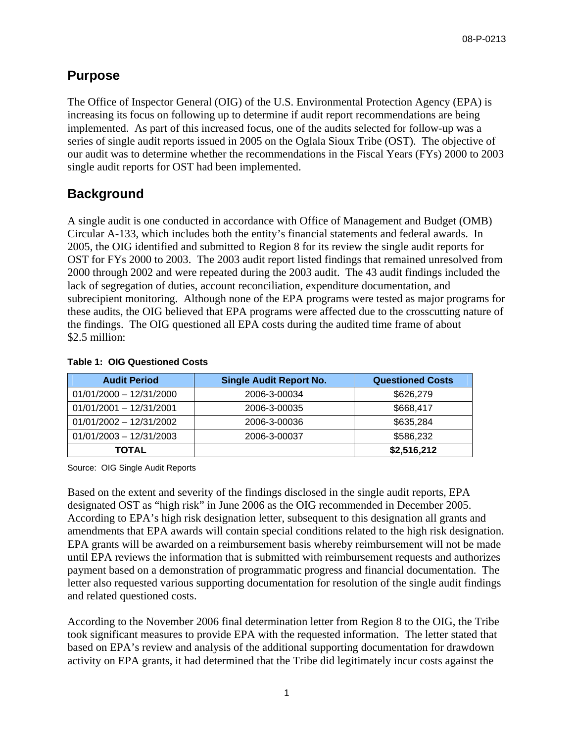## Purpose

The Office of Inspector General (OIG) of the U.S. Environmental Protection Agency (EPA) is increasing its focus on following up to determine if audit report recommendations are being implemented. As part of this increased focus, one of the audits selected for follow-up was a series of single audit reports issued in 2005 on the Oglala Sioux Tribe (OST). The objective of our audit was to determine whether the recommendations in the Fiscal Years (FYs) 2000 to 2003 single audit reports for OST had been implemented.

## Background

A single audit is one conducted in accordance with Office of Management and Budget (OMB) Circular A-133, which includes both the entity's financial statements and federal awards. In 2005, the OIG identified and submitted to Region 8 for its review the single audit reports for OST for FYs 2000 to 2003. The 2003 audit report listed findings that remained unresolved from 2000 through 2002 and were repeated during the 2003 audit. The 43 audit findings included the lack of segregation of duties, account reconciliation, expenditure documentation, and subrecipient monitoring. Although none of the EPA programs were tested as major programs for these audits, the OIG believed that EPA programs were affected due to the crosscutting nature of the findings. The OIG questioned all EPA costs during the audited time frame of about $2.5 million:

**Table 1: OIG Questioned Costs**

| Audit Period | Single Audit Report No. | Questioned Costs |
|---|---|---|
| 01/01/2000 – 12/31/2000 | 2006-3-00034 | $626,279 |
| 01/01/2001 – 12/31/2001 | 2006-3-00035 | $668,417 |
| 01/01/2002 – 12/31/2002 | 2006-3-00036 | $635,284 |
| 01/01/2003 – 12/31/2003 | 2006-3-00037 | $586,232 |
| **TOTAL** | | **$2,516,212** |

Source: OIG Single Audit Reports

Based on the extent and severity of the findings disclosed in the single audit reports, EPA designated OST as "high risk" in June 2006 as the OIG recommended in December 2005. According to EPA's high risk designation letter, subsequent to this designation all grants and amendments that EPA awards will contain special conditions related to the high risk designation. EPA grants will be awarded on a reimbursement basis whereby reimbursement will not be made until EPA reviews the information that is submitted with reimbursement requests and authorizes payment based on a demonstration of programmatic progress and financial documentation. The letter also requested various supporting documentation for resolution of the single audit findings and related questioned costs.

According to the November 2006 final determination letter from Region 8 to the OIG, the Tribe took significant measures to provide EPA with the requested information. The letter stated that based on EPA's review and analysis of the additional supporting documentation for drawdown activity on EPA grants, it had determined that the Tribe did legitimately incur costs against the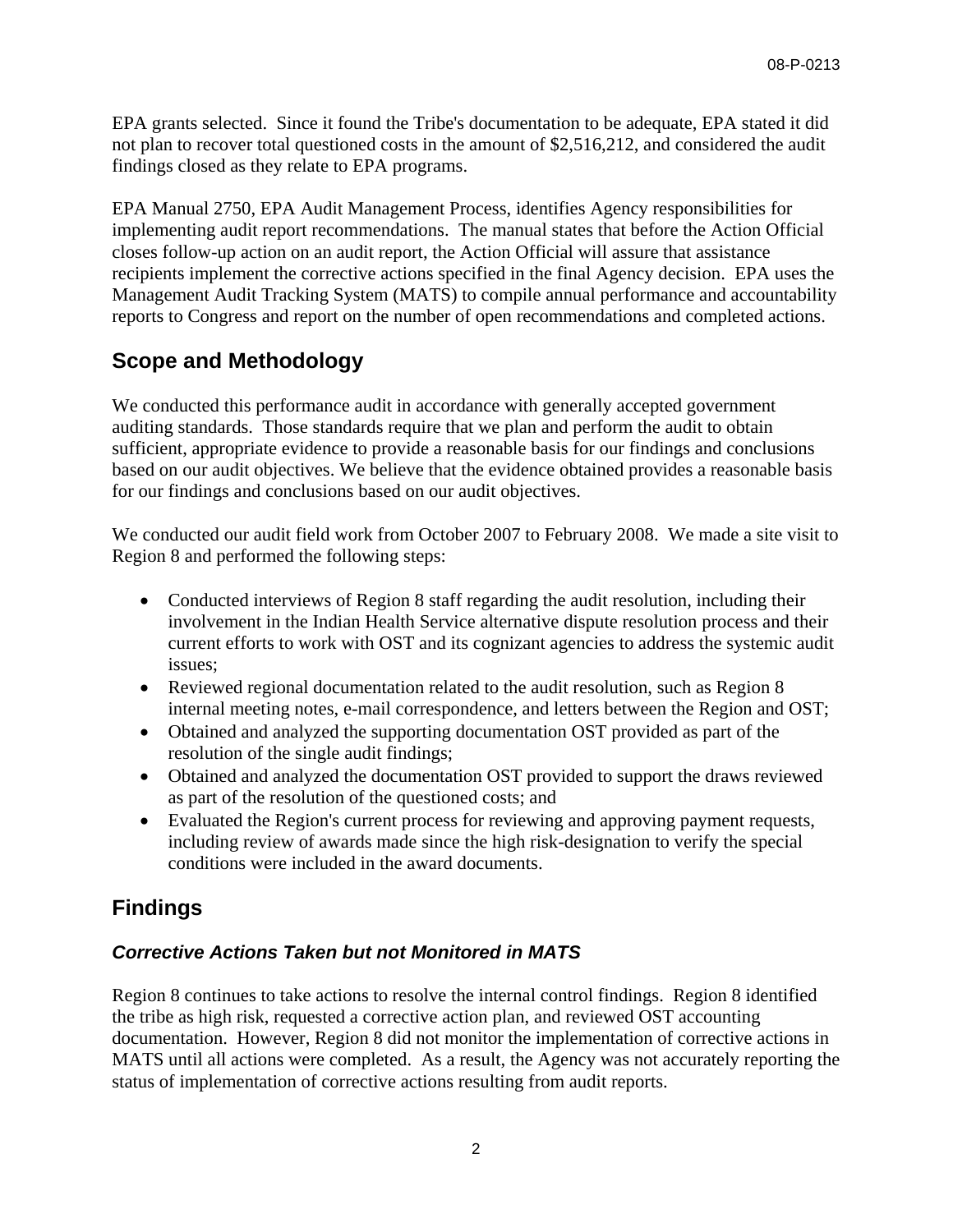EPA grants selected. Since it found the Tribe's documentation to be adequate, EPA stated it did not plan to recover total questioned costs in the amount of $2,516,212, and considered the audit findings closed as they relate to EPA programs.

EPA Manual 2750, EPA Audit Management Process, identifies Agency responsibilities for implementing audit report recommendations. The manual states that before the Action Official closes follow-up action on an audit report, the Action Official will assure that assistance recipients implement the corrective actions specified in the final Agency decision. EPA uses the Management Audit Tracking System (MATS) to compile annual performance and accountability reports to Congress and report on the number of open recommendations and completed actions.

## Scope and Methodology

We conducted this performance audit in accordance with generally accepted government auditing standards. Those standards require that we plan and perform the audit to obtain sufficient, appropriate evidence to provide a reasonable basis for our findings and conclusions based on our audit objectives. We believe that the evidence obtained provides a reasonable basis for our findings and conclusions based on our audit objectives.

We conducted our audit field work from October 2007 to February 2008. We made a site visit to Region 8 and performed the following steps:

- Conducted interviews of Region 8 staff regarding the audit resolution, including their involvement in the Indian Health Service alternative dispute resolution process and their current efforts to work with OST and its cognizant agencies to address the systemic audit issues;
- Reviewed regional documentation related to the audit resolution, such as Region 8 internal meeting notes, e-mail correspondence, and letters between the Region and OST;
- Obtained and analyzed the supporting documentation OST provided as part of the resolution of the single audit findings;
- Obtained and analyzed the documentation OST provided to support the draws reviewed as part of the resolution of the questioned costs; and
- Evaluated the Region's current process for reviewing and approving payment requests, including review of awards made since the high risk-designation to verify the special conditions were included in the award documents.

## Findings

### *Corrective Actions Taken but not Monitored in MATS*

Region 8 continues to take actions to resolve the internal control findings. Region 8 identified the tribe as high risk, requested a corrective action plan, and reviewed OST accounting documentation. However, Region 8 did not monitor the implementation of corrective actions in MATS until all actions were completed. As a result, the Agency was not accurately reporting the status of implementation of corrective actions resulting from audit reports.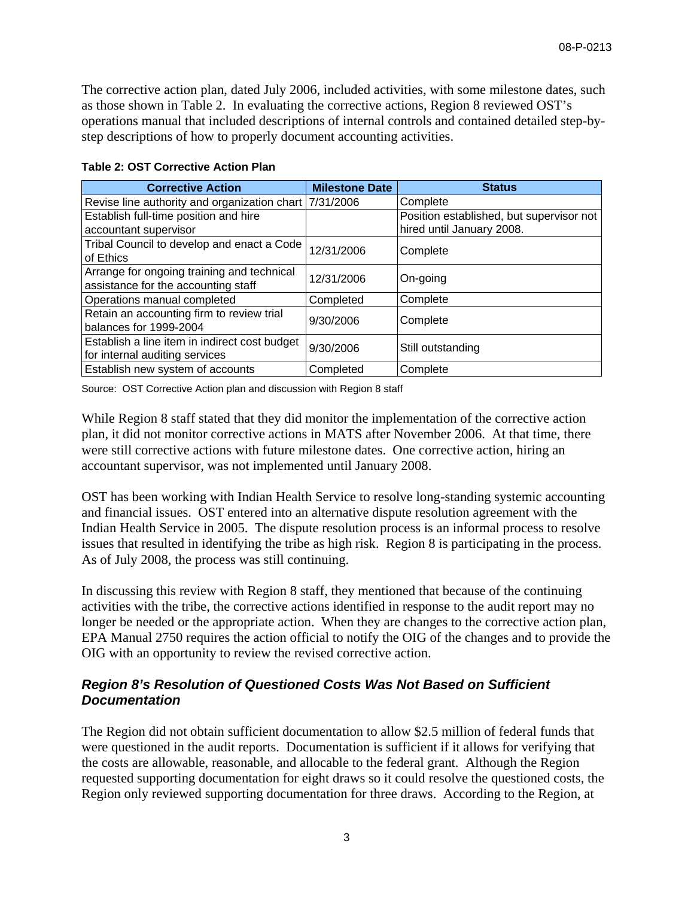The corrective action plan, dated July 2006, included activities, with some milestone dates, such as those shown in Table 2. In evaluating the corrective actions, Region 8 reviewed OST's operations manual that included descriptions of internal controls and contained detailed step-by-step descriptions of how to properly document accounting activities.

**Table 2: OST Corrective Action Plan**

| Corrective Action | Milestone Date | Status |
|---|---|---|
| Revise line authority and organization chart | 7/31/2006 | Complete |
| Establish full-time position and hire accountant supervisor | | Position established, but supervisor not hired until January 2008. |
| Tribal Council to develop and enact a Code of Ethics | 12/31/2006 | Complete |
| Arrange for ongoing training and technical assistance for the accounting staff | 12/31/2006 | On-going |
| Operations manual completed | Completed | Complete |
| Retain an accounting firm to review trial balances for 1999-2004 | 9/30/2006 | Complete |
| Establish a line item in indirect cost budget for internal auditing services | 9/30/2006 | Still outstanding |
| Establish new system of accounts | Completed | Complete |

Source: OST Corrective Action plan and discussion with Region 8 staff

While Region 8 staff stated that they did monitor the implementation of the corrective action plan, it did not monitor corrective actions in MATS after November 2006. At that time, there were still corrective actions with future milestone dates. One corrective action, hiring an accountant supervisor, was not implemented until January 2008.

OST has been working with Indian Health Service to resolve long-standing systemic accounting and financial issues. OST entered into an alternative dispute resolution agreement with the Indian Health Service in 2005. The dispute resolution process is an informal process to resolve issues that resulted in identifying the tribe as high risk. Region 8 is participating in the process. As of July 2008, the process was still continuing.

In discussing this review with Region 8 staff, they mentioned that because of the continuing activities with the tribe, the corrective actions identified in response to the audit report may no longer be needed or the appropriate action. When they are changes to the corrective action plan, EPA Manual 2750 requires the action official to notify the OIG of the changes and to provide the OIG with an opportunity to review the revised corrective action.

### *Region 8's Resolution of Questioned Costs Was Not Based on Sufficient Documentation*

The Region did not obtain sufficient documentation to allow $2.5 million of federal funds that were questioned in the audit reports. Documentation is sufficient if it allows for verifying that the costs are allowable, reasonable, and allocable to the federal grant. Although the Region requested supporting documentation for eight draws so it could resolve the questioned costs, the Region only reviewed supporting documentation for three draws. According to the Region, at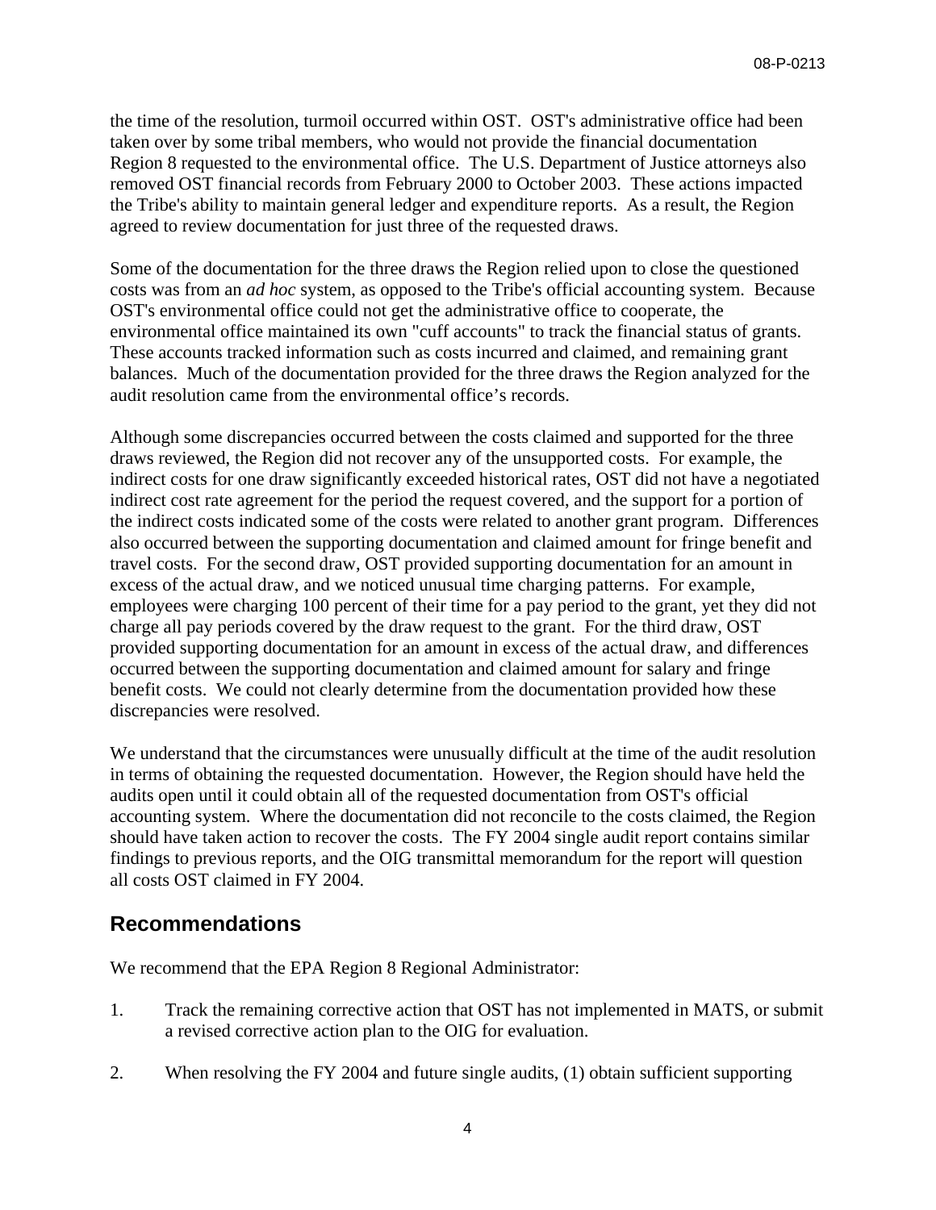the time of the resolution, turmoil occurred within OST. OST's administrative office had been taken over by some tribal members, who would not provide the financial documentation Region 8 requested to the environmental office. The U.S. Department of Justice attorneys also removed OST financial records from February 2000 to October 2003. These actions impacted the Tribe's ability to maintain general ledger and expenditure reports. As a result, the Region agreed to review documentation for just three of the requested draws.

Some of the documentation for the three draws the Region relied upon to close the questioned costs was from an *ad hoc* system, as opposed to the Tribe's official accounting system. Because OST's environmental office could not get the administrative office to cooperate, the environmental office maintained its own "cuff accounts" to track the financial status of grants. These accounts tracked information such as costs incurred and claimed, and remaining grant balances. Much of the documentation provided for the three draws the Region analyzed for the audit resolution came from the environmental office's records.

Although some discrepancies occurred between the costs claimed and supported for the three draws reviewed, the Region did not recover any of the unsupported costs. For example, the indirect costs for one draw significantly exceeded historical rates, OST did not have a negotiated indirect cost rate agreement for the period the request covered, and the support for a portion of the indirect costs indicated some of the costs were related to another grant program. Differences also occurred between the supporting documentation and claimed amount for fringe benefit and travel costs. For the second draw, OST provided supporting documentation for an amount in excess of the actual draw, and we noticed unusual time charging patterns. For example, employees were charging 100 percent of their time for a pay period to the grant, yet they did not charge all pay periods covered by the draw request to the grant. For the third draw, OST provided supporting documentation for an amount in excess of the actual draw, and differences occurred between the supporting documentation and claimed amount for salary and fringe benefit costs. We could not clearly determine from the documentation provided how these discrepancies were resolved.

We understand that the circumstances were unusually difficult at the time of the audit resolution in terms of obtaining the requested documentation. However, the Region should have held the audits open until it could obtain all of the requested documentation from OST's official accounting system. Where the documentation did not reconcile to the costs claimed, the Region should have taken action to recover the costs. The FY 2004 single audit report contains similar findings to previous reports, and the OIG transmittal memorandum for the report will question all costs OST claimed in FY 2004.

## Recommendations

We recommend that the EPA Region 8 Regional Administrator:

1. Track the remaining corrective action that OST has not implemented in MATS, or submit a revised corrective action plan to the OIG for evaluation.

2. When resolving the FY 2004 and future single audits, (1) obtain sufficient supporting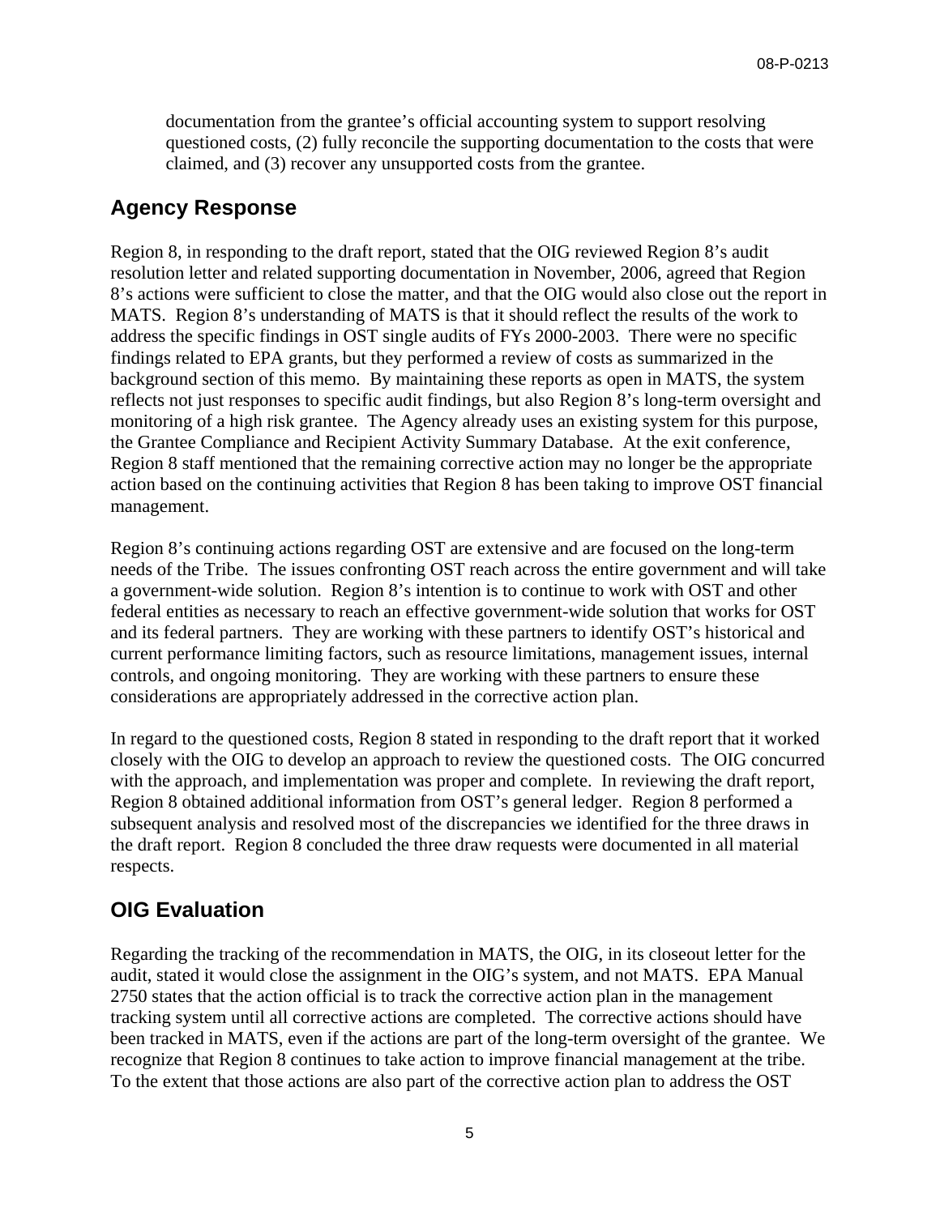documentation from the grantee's official accounting system to support resolving questioned costs, (2) fully reconcile the supporting documentation to the costs that were claimed, and (3) recover any unsupported costs from the grantee.

## Agency Response

Region 8, in responding to the draft report, stated that the OIG reviewed Region 8's audit resolution letter and related supporting documentation in November, 2006, agreed that Region 8's actions were sufficient to close the matter, and that the OIG would also close out the report in MATS. Region 8's understanding of MATS is that it should reflect the results of the work to address the specific findings in OST single audits of FYs 2000-2003. There were no specific findings related to EPA grants, but they performed a review of costs as summarized in the background section of this memo. By maintaining these reports as open in MATS, the system reflects not just responses to specific audit findings, but also Region 8's long-term oversight and monitoring of a high risk grantee. The Agency already uses an existing system for this purpose, the Grantee Compliance and Recipient Activity Summary Database. At the exit conference, Region 8 staff mentioned that the remaining corrective action may no longer be the appropriate action based on the continuing activities that Region 8 has been taking to improve OST financial management.

Region 8's continuing actions regarding OST are extensive and are focused on the long-term needs of the Tribe. The issues confronting OST reach across the entire government and will take a government-wide solution. Region 8's intention is to continue to work with OST and other federal entities as necessary to reach an effective government-wide solution that works for OST and its federal partners. They are working with these partners to identify OST's historical and current performance limiting factors, such as resource limitations, management issues, internal controls, and ongoing monitoring. They are working with these partners to ensure these considerations are appropriately addressed in the corrective action plan.

In regard to the questioned costs, Region 8 stated in responding to the draft report that it worked closely with the OIG to develop an approach to review the questioned costs. The OIG concurred with the approach, and implementation was proper and complete. In reviewing the draft report, Region 8 obtained additional information from OST's general ledger. Region 8 performed a subsequent analysis and resolved most of the discrepancies we identified for the three draws in the draft report. Region 8 concluded the three draw requests were documented in all material respects.

## OIG Evaluation

Regarding the tracking of the recommendation in MATS, the OIG, in its closeout letter for the audit, stated it would close the assignment in the OIG's system, and not MATS. EPA Manual 2750 states that the action official is to track the corrective action plan in the management tracking system until all corrective actions are completed. The corrective actions should have been tracked in MATS, even if the actions are part of the long-term oversight of the grantee. We recognize that Region 8 continues to take action to improve financial management at the tribe. To the extent that those actions are also part of the corrective action plan to address the OST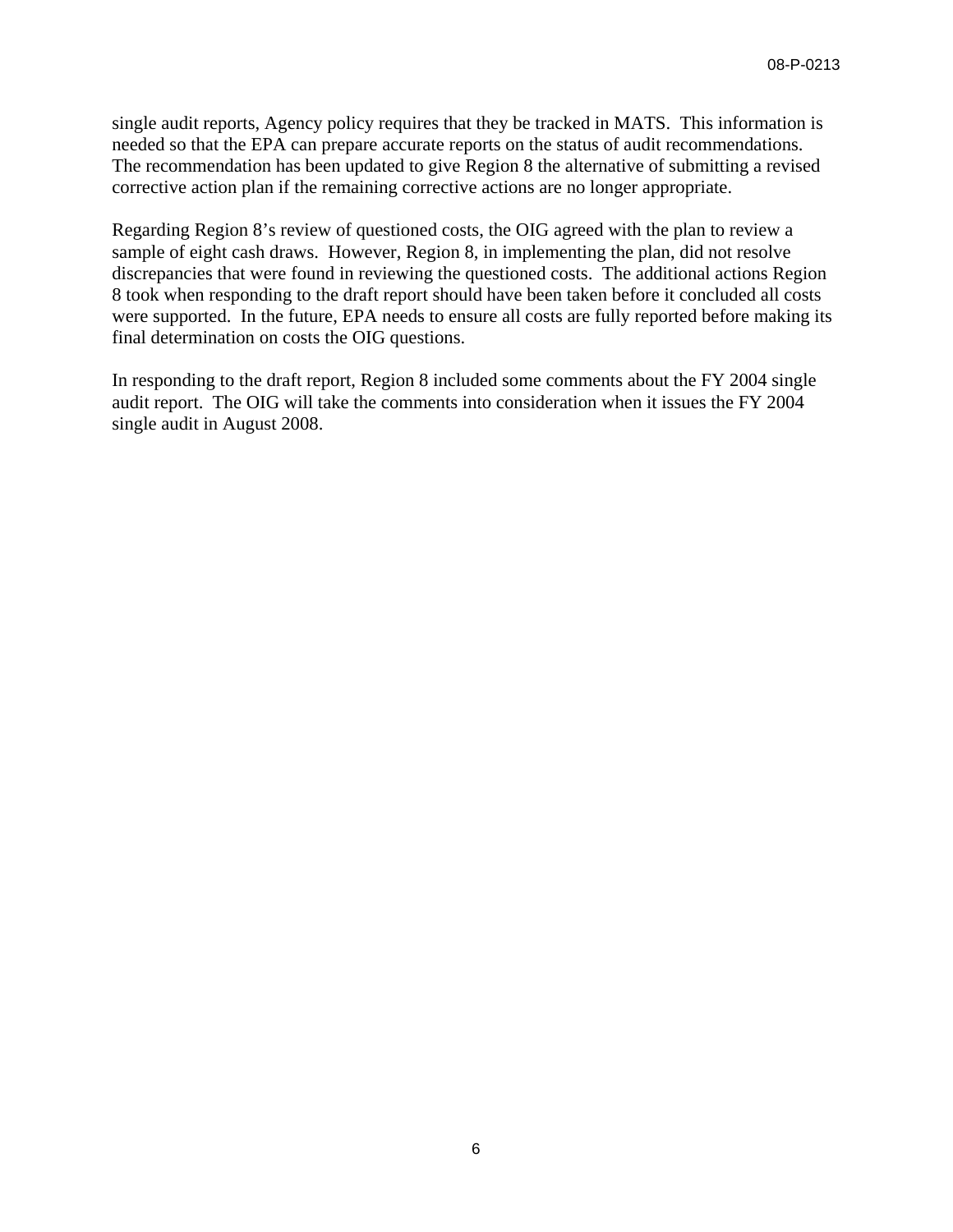single audit reports, Agency policy requires that they be tracked in MATS. This information is needed so that the EPA can prepare accurate reports on the status of audit recommendations. The recommendation has been updated to give Region 8 the alternative of submitting a revised corrective action plan if the remaining corrective actions are no longer appropriate.

Regarding Region 8's review of questioned costs, the OIG agreed with the plan to review a sample of eight cash draws. However, Region 8, in implementing the plan, did not resolve discrepancies that were found in reviewing the questioned costs. The additional actions Region 8 took when responding to the draft report should have been taken before it concluded all costs were supported. In the future, EPA needs to ensure all costs are fully reported before making its final determination on costs the OIG questions.

In responding to the draft report, Region 8 included some comments about the FY 2004 single audit report. The OIG will take the comments into consideration when it issues the FY 2004 single audit in August 2008.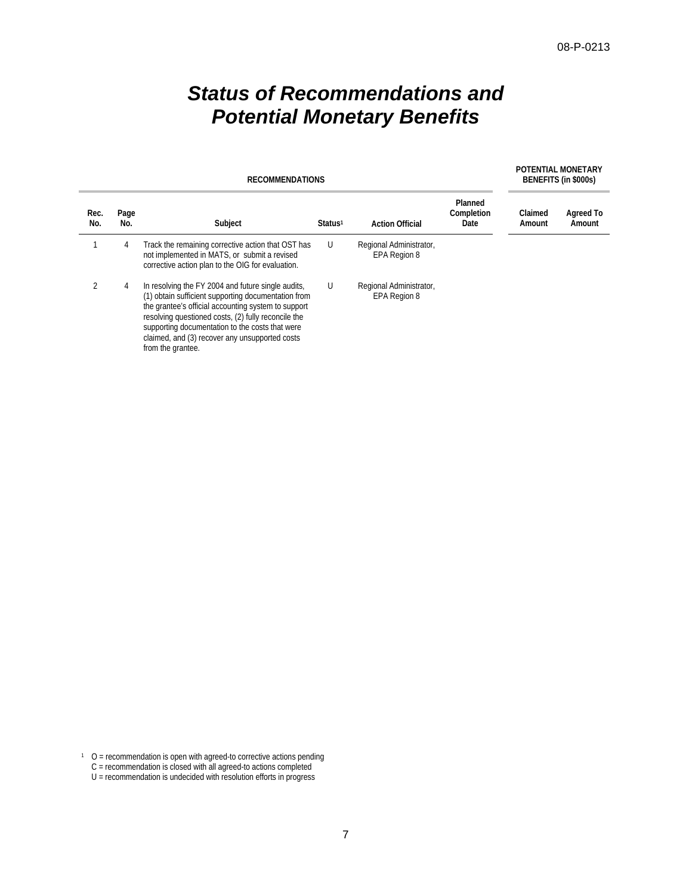# Status of Recommendations and Potential Monetary Benefits

| RECOMMENDATIONS | | | | | | POTENTIAL MONETARY BENEFITS (in $000s) | |
|---|---|---|---|---|---|---|---|
| Rec. No. | Page No. | Subject | Status[1] | Action Official | Planned Completion Date | Claimed Amount | Agreed To Amount |
| 1 | 4 | Track the remaining corrective action that OST has not implemented in MATS, or submit a revised corrective action plan to the OIG for evaluation. | U | Regional Administrator, EPA Region 8 | | | |
| 2 | 4 | In resolving the FY 2004 and future single audits, (1) obtain sufficient supporting documentation from the grantee's official accounting system to support resolving questioned costs, (2) fully reconcile the supporting documentation to the costs that were claimed, and (3) recover any unsupported costs from the grantee. | U | Regional Administrator, EPA Region 8 | | | |

[1] O = recommendation is open with agreed-to corrective actions pending
C = recommendation is closed with all agreed-to actions completed
U = recommendation is undecided with resolution efforts in progress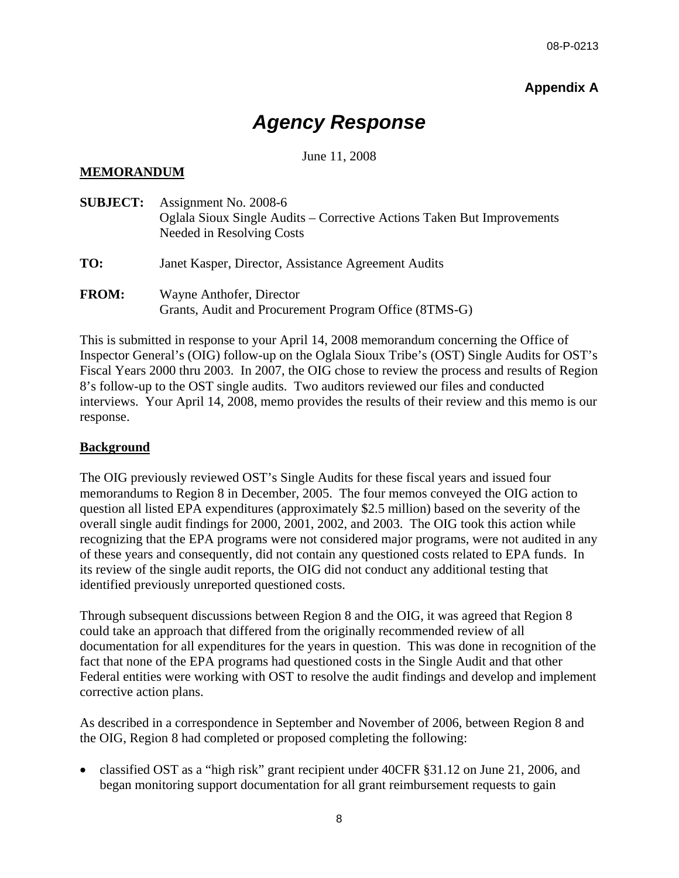**Appendix A**

# *Agency Response*

June 11, 2008

**MEMORANDUM**

**SUBJECT:** Assignment No. 2008-6
Oglala Sioux Single Audits – Corrective Actions Taken But Improvements Needed in Resolving Costs

**TO:** Janet Kasper, Director, Assistance Agreement Audits

**FROM:** Wayne Anthofer, Director
Grants, Audit and Procurement Program Office (8TMS-G)

This is submitted in response to your April 14, 2008 memorandum concerning the Office of Inspector General's (OIG) follow-up on the Oglala Sioux Tribe's (OST) Single Audits for OST's Fiscal Years 2000 thru 2003. In 2007, the OIG chose to review the process and results of Region 8's follow-up to the OST single audits. Two auditors reviewed our files and conducted interviews. Your April 14, 2008, memo provides the results of their review and this memo is our response.

**Background**

The OIG previously reviewed OST's Single Audits for these fiscal years and issued four memorandums to Region 8 in December, 2005. The four memos conveyed the OIG action to question all listed EPA expenditures (approximately $2.5 million) based on the severity of the overall single audit findings for 2000, 2001, 2002, and 2003. The OIG took this action while recognizing that the EPA programs were not considered major programs, were not audited in any of these years and consequently, did not contain any questioned costs related to EPA funds. In its review of the single audit reports, the OIG did not conduct any additional testing that identified previously unreported questioned costs.

Through subsequent discussions between Region 8 and the OIG, it was agreed that Region 8 could take an approach that differed from the originally recommended review of all documentation for all expenditures for the years in question. This was done in recognition of the fact that none of the EPA programs had questioned costs in the Single Audit and that other Federal entities were working with OST to resolve the audit findings and develop and implement corrective action plans.

As described in a correspondence in September and November of 2006, between Region 8 and the OIG, Region 8 had completed or proposed completing the following:

- classified OST as a "high risk" grant recipient under 40CFR §31.12 on June 21, 2006, and began monitoring support documentation for all grant reimbursement requests to gain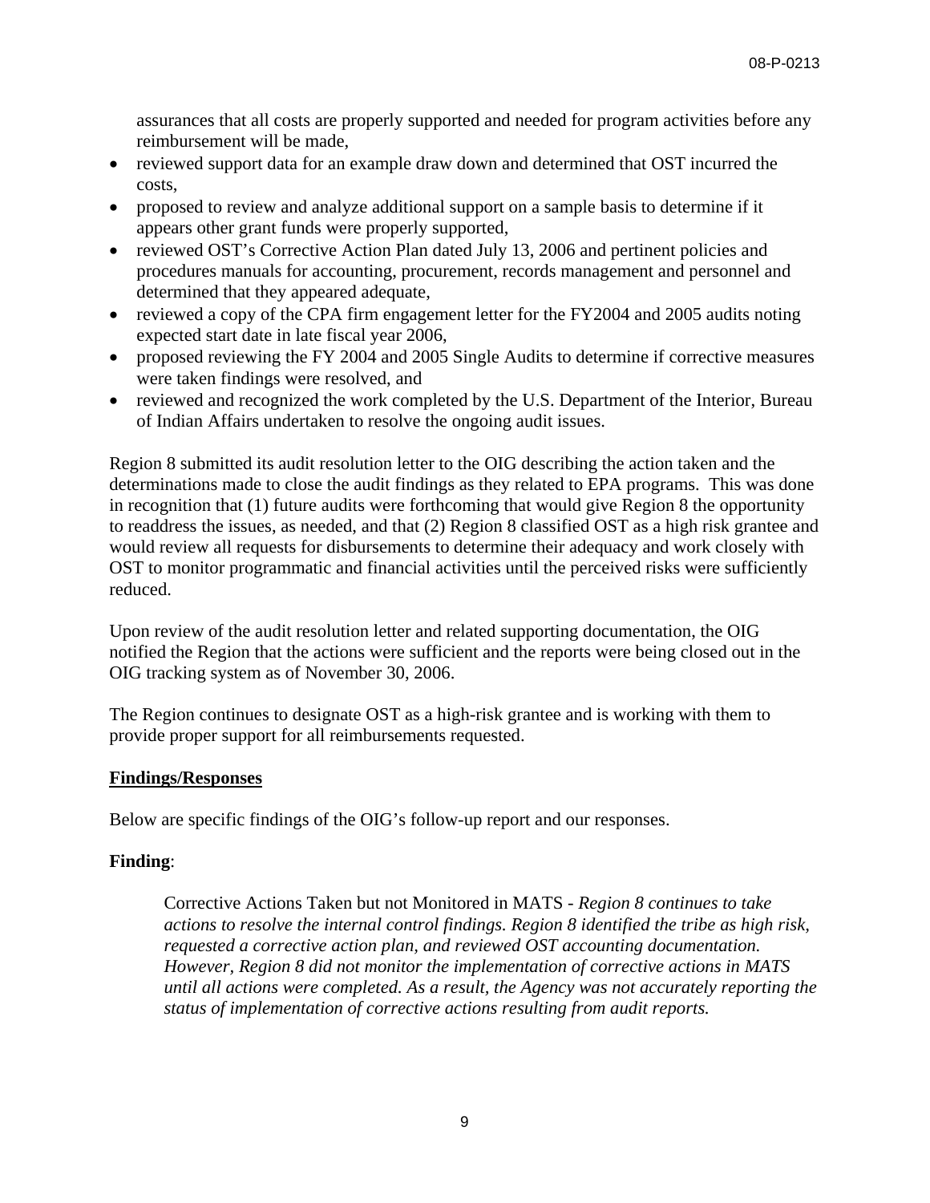assurances that all costs are properly supported and needed for program activities before any reimbursement will be made,

- reviewed support data for an example draw down and determined that OST incurred the costs,
- proposed to review and analyze additional support on a sample basis to determine if it appears other grant funds were properly supported,
- reviewed OST's Corrective Action Plan dated July 13, 2006 and pertinent policies and procedures manuals for accounting, procurement, records management and personnel and determined that they appeared adequate,
- reviewed a copy of the CPA firm engagement letter for the FY2004 and 2005 audits noting expected start date in late fiscal year 2006,
- proposed reviewing the FY 2004 and 2005 Single Audits to determine if corrective measures were taken findings were resolved, and
- reviewed and recognized the work completed by the U.S. Department of the Interior, Bureau of Indian Affairs undertaken to resolve the ongoing audit issues.

Region 8 submitted its audit resolution letter to the OIG describing the action taken and the determinations made to close the audit findings as they related to EPA programs. This was done in recognition that (1) future audits were forthcoming that would give Region 8 the opportunity to readdress the issues, as needed, and that (2) Region 8 classified OST as a high risk grantee and would review all requests for disbursements to determine their adequacy and work closely with OST to monitor programmatic and financial activities until the perceived risks were sufficiently reduced.

Upon review of the audit resolution letter and related supporting documentation, the OIG notified the Region that the actions were sufficient and the reports were being closed out in the OIG tracking system as of November 30, 2006.

The Region continues to designate OST as a high-risk grantee and is working with them to provide proper support for all reimbursements requested.

**Findings/Responses**

Below are specific findings of the OIG's follow-up report and our responses.

**Finding**:

> Corrective Actions Taken but not Monitored in MATS - *Region 8 continues to take actions to resolve the internal control findings. Region 8 identified the tribe as high risk, requested a corrective action plan, and reviewed OST accounting documentation. However, Region 8 did not monitor the implementation of corrective actions in MATS until all actions were completed. As a result, the Agency was not accurately reporting the status of implementation of corrective actions resulting from audit reports.*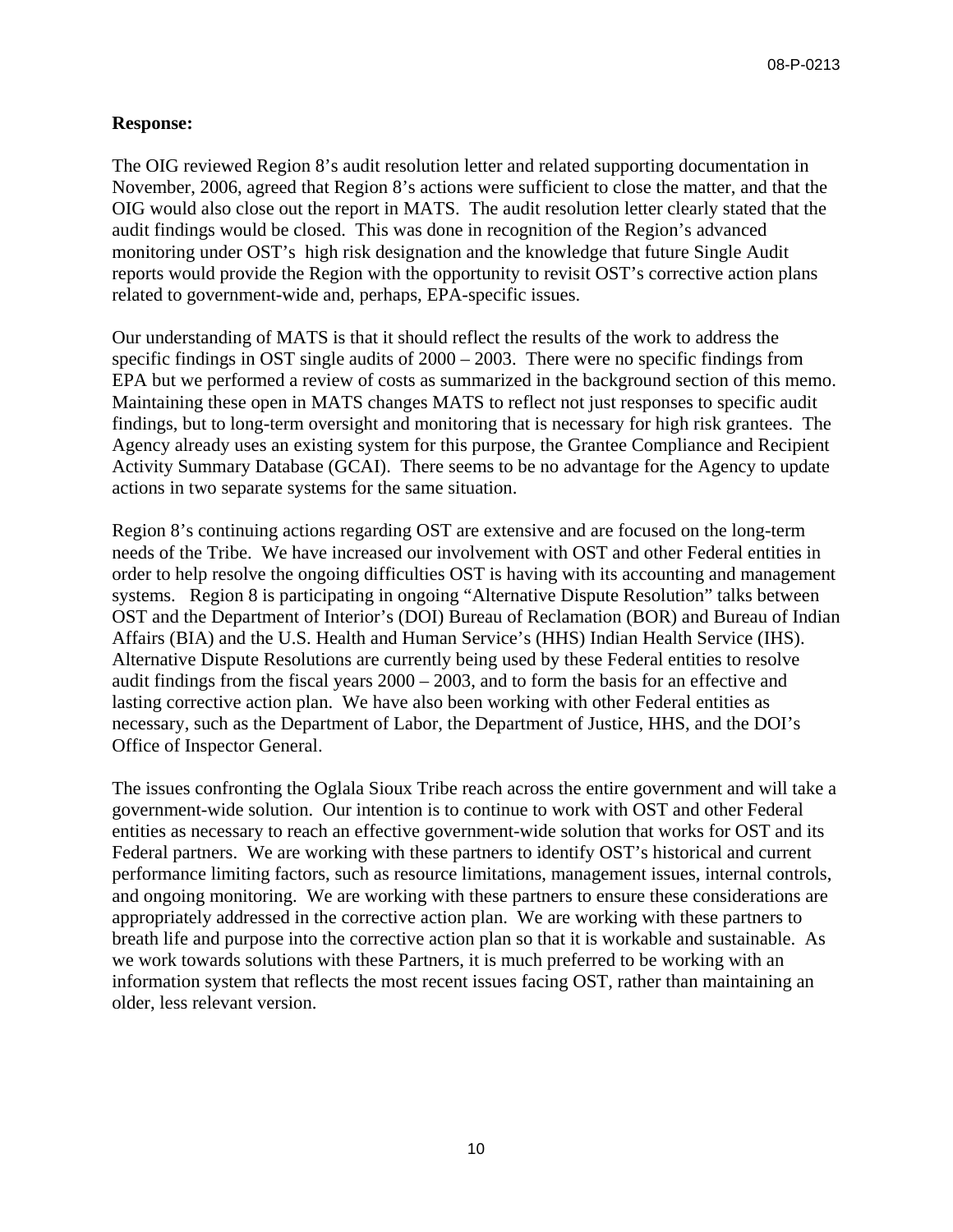**Response:**

The OIG reviewed Region 8's audit resolution letter and related supporting documentation in November, 2006, agreed that Region 8's actions were sufficient to close the matter, and that the OIG would also close out the report in MATS. The audit resolution letter clearly stated that the audit findings would be closed. This was done in recognition of the Region's advanced monitoring under OST's high risk designation and the knowledge that future Single Audit reports would provide the Region with the opportunity to revisit OST's corrective action plans related to government-wide and, perhaps, EPA-specific issues.

Our understanding of MATS is that it should reflect the results of the work to address the specific findings in OST single audits of 2000 – 2003. There were no specific findings from EPA but we performed a review of costs as summarized in the background section of this memo. Maintaining these open in MATS changes MATS to reflect not just responses to specific audit findings, but to long-term oversight and monitoring that is necessary for high risk grantees. The Agency already uses an existing system for this purpose, the Grantee Compliance and Recipient Activity Summary Database (GCAI). There seems to be no advantage for the Agency to update actions in two separate systems for the same situation.

Region 8's continuing actions regarding OST are extensive and are focused on the long-term needs of the Tribe. We have increased our involvement with OST and other Federal entities in order to help resolve the ongoing difficulties OST is having with its accounting and management systems. Region 8 is participating in ongoing "Alternative Dispute Resolution" talks between OST and the Department of Interior's (DOI) Bureau of Reclamation (BOR) and Bureau of Indian Affairs (BIA) and the U.S. Health and Human Service's (HHS) Indian Health Service (IHS). Alternative Dispute Resolutions are currently being used by these Federal entities to resolve audit findings from the fiscal years 2000 – 2003, and to form the basis for an effective and lasting corrective action plan. We have also been working with other Federal entities as necessary, such as the Department of Labor, the Department of Justice, HHS, and the DOI's Office of Inspector General.

The issues confronting the Oglala Sioux Tribe reach across the entire government and will take a government-wide solution. Our intention is to continue to work with OST and other Federal entities as necessary to reach an effective government-wide solution that works for OST and its Federal partners. We are working with these partners to identify OST's historical and current performance limiting factors, such as resource limitations, management issues, internal controls, and ongoing monitoring. We are working with these partners to ensure these considerations are appropriately addressed in the corrective action plan. We are working with these partners to breath life and purpose into the corrective action plan so that it is workable and sustainable. As we work towards solutions with these Partners, it is much preferred to be working with an information system that reflects the most recent issues facing OST, rather than maintaining an older, less relevant version.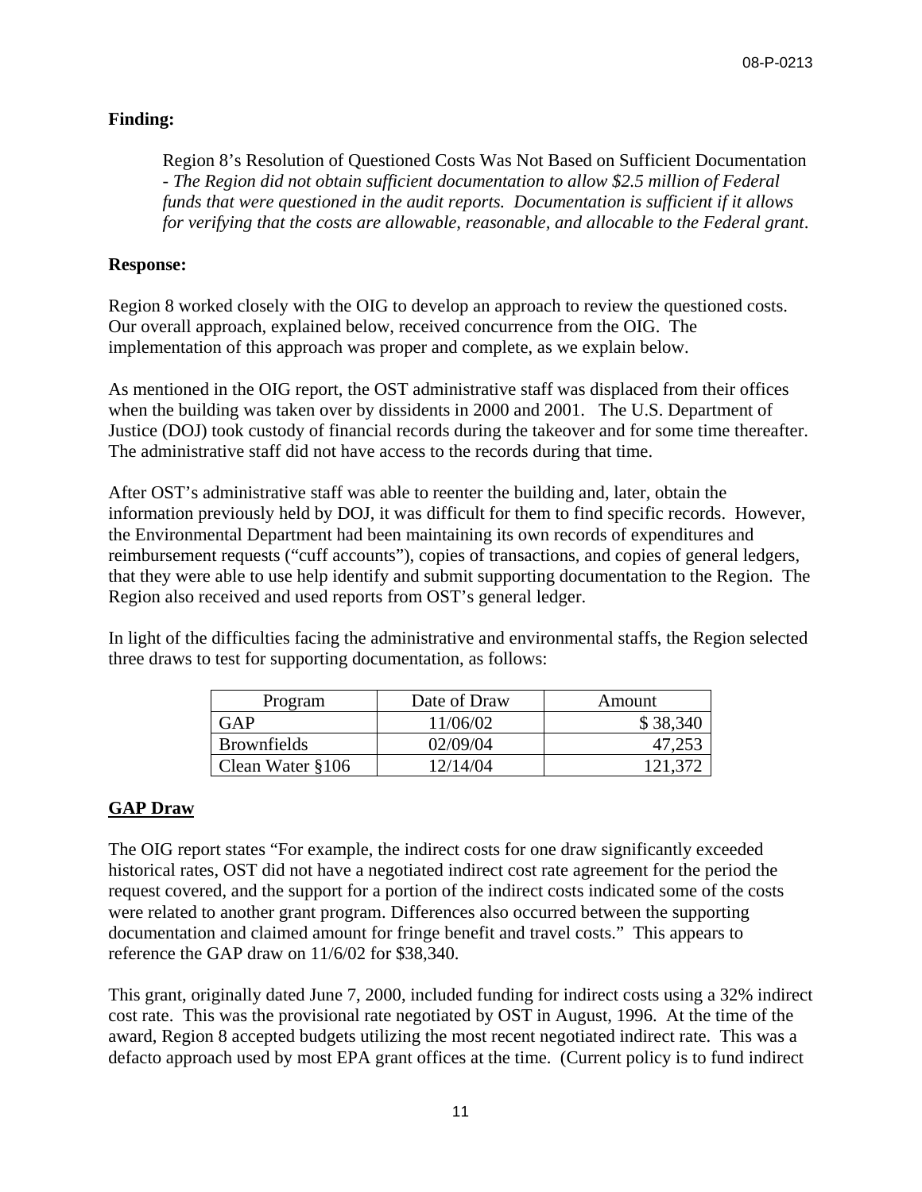**Finding:**

> Region 8's Resolution of Questioned Costs Was Not Based on Sufficient Documentation - *The Region did not obtain sufficient documentation to allow $2.5 million of Federal funds that were questioned in the audit reports. Documentation is sufficient if it allows for verifying that the costs are allowable, reasonable, and allocable to the Federal grant.*

**Response:**

Region 8 worked closely with the OIG to develop an approach to review the questioned costs. Our overall approach, explained below, received concurrence from the OIG. The implementation of this approach was proper and complete, as we explain below.

As mentioned in the OIG report, the OST administrative staff was displaced from their offices when the building was taken over by dissidents in 2000 and 2001. The U.S. Department of Justice (DOJ) took custody of financial records during the takeover and for some time thereafter. The administrative staff did not have access to the records during that time.

After OST's administrative staff was able to reenter the building and, later, obtain the information previously held by DOJ, it was difficult for them to find specific records. However, the Environmental Department had been maintaining its own records of expenditures and reimbursement requests ("cuff accounts"), copies of transactions, and copies of general ledgers, that they were able to use help identify and submit supporting documentation to the Region. The Region also received and used reports from OST's general ledger.

In light of the difficulties facing the administrative and environmental staffs, the Region selected three draws to test for supporting documentation, as follows:

| Program | Date of Draw | Amount |
|---|---|---|
| GAP | 11/06/02 | $ 38,340 |
| Brownfields | 02/09/04 | 47,253 |
| Clean Water §106 | 12/14/04 | 121,372 |

**GAP Draw**

The OIG report states "For example, the indirect costs for one draw significantly exceeded historical rates, OST did not have a negotiated indirect cost rate agreement for the period the request covered, and the support for a portion of the indirect costs indicated some of the costs were related to another grant program. Differences also occurred between the supporting documentation and claimed amount for fringe benefit and travel costs." This appears to reference the GAP draw on 11/6/02 for $38,340.

This grant, originally dated June 7, 2000, included funding for indirect costs using a 32% indirect cost rate. This was the provisional rate negotiated by OST in August, 1996. At the time of the award, Region 8 accepted budgets utilizing the most recent negotiated indirect rate. This was a defacto approach used by most EPA grant offices at the time. (Current policy is to fund indirect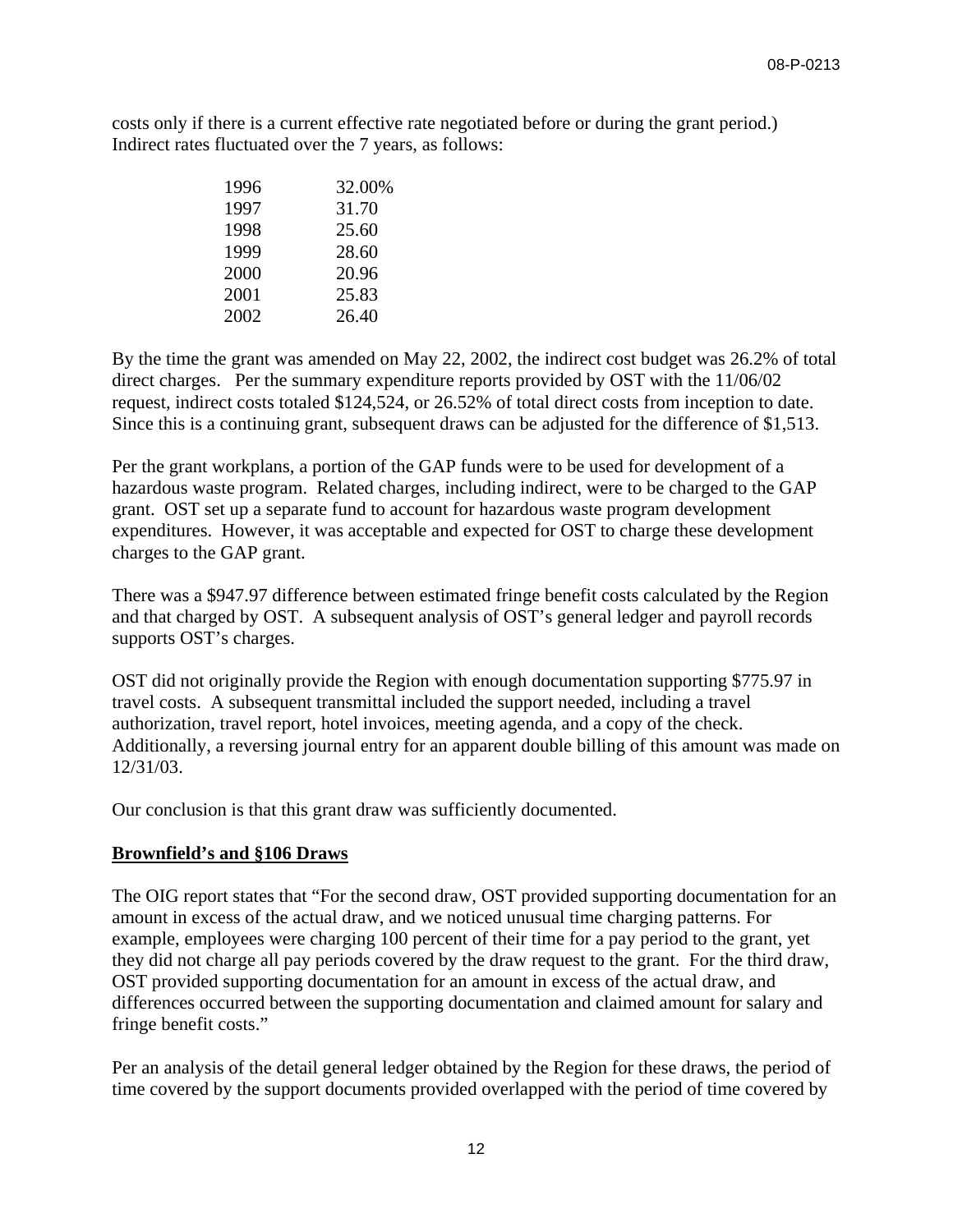costs only if there is a current effective rate negotiated before or during the grant period.) Indirect rates fluctuated over the 7 years, as follows:

| | |
|---|---|
| 1996 | 32.00% |
| 1997 | 31.70 |
| 1998 | 25.60 |
| 1999 | 28.60 |
| 2000 | 20.96 |
| 2001 | 25.83 |
| 2002 | 26.40 |

By the time the grant was amended on May 22, 2002, the indirect cost budget was 26.2% of total direct charges. Per the summary expenditure reports provided by OST with the 11/06/02 request, indirect costs totaled $124,524, or 26.52% of total direct costs from inception to date. Since this is a continuing grant, subsequent draws can be adjusted for the difference of $1,513.

Per the grant workplans, a portion of the GAP funds were to be used for development of a hazardous waste program. Related charges, including indirect, were to be charged to the GAP grant. OST set up a separate fund to account for hazardous waste program development expenditures. However, it was acceptable and expected for OST to charge these development charges to the GAP grant.

There was a $947.97 difference between estimated fringe benefit costs calculated by the Region and that charged by OST. A subsequent analysis of OST's general ledger and payroll records supports OST's charges.

OST did not originally provide the Region with enough documentation supporting $775.97 in travel costs. A subsequent transmittal included the support needed, including a travel authorization, travel report, hotel invoices, meeting agenda, and a copy of the check. Additionally, a reversing journal entry for an apparent double billing of this amount was made on 12/31/03.

Our conclusion is that this grant draw was sufficiently documented.

**Brownfield's and §106 Draws**

The OIG report states that "For the second draw, OST provided supporting documentation for an amount in excess of the actual draw, and we noticed unusual time charging patterns. For example, employees were charging 100 percent of their time for a pay period to the grant, yet they did not charge all pay periods covered by the draw request to the grant. For the third draw, OST provided supporting documentation for an amount in excess of the actual draw, and differences occurred between the supporting documentation and claimed amount for salary and fringe benefit costs."

Per an analysis of the detail general ledger obtained by the Region for these draws, the period of time covered by the support documents provided overlapped with the period of time covered by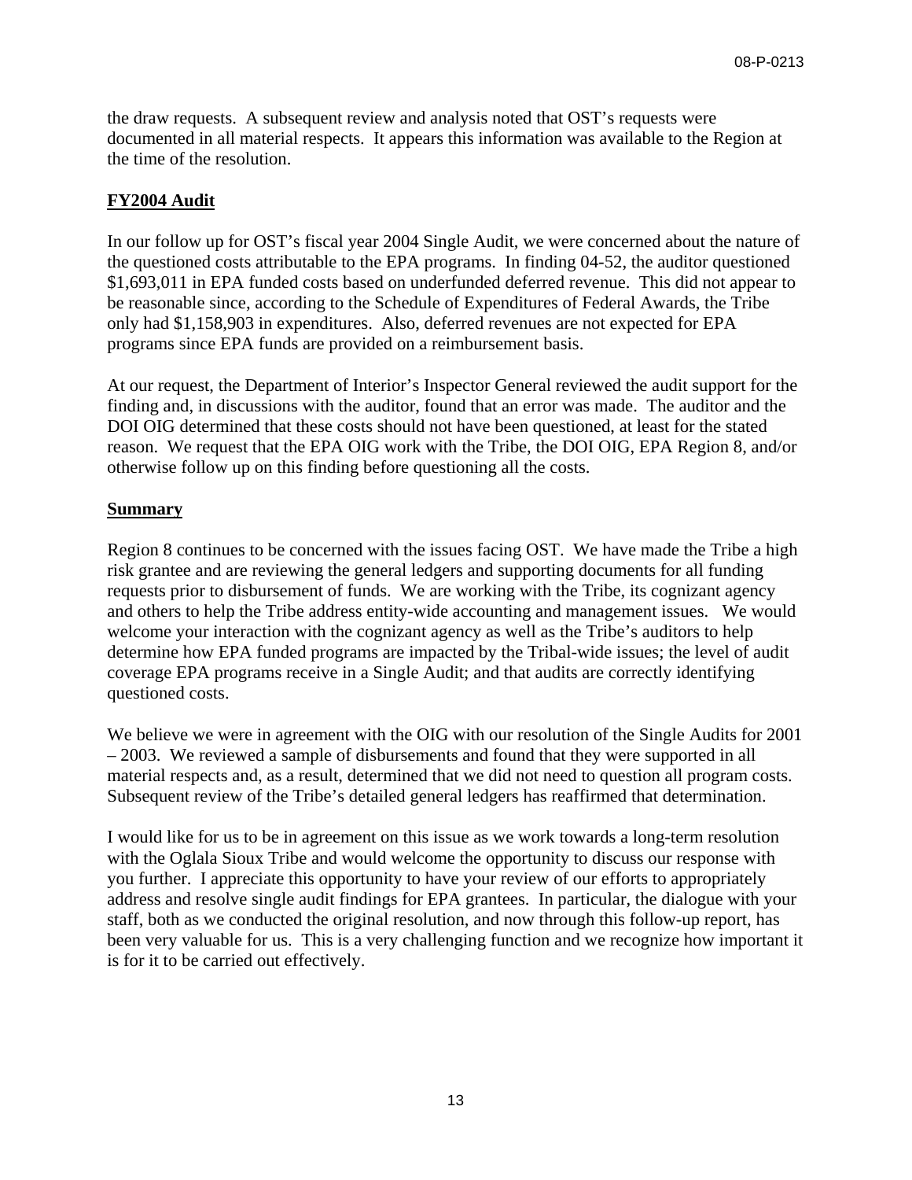the draw requests. A subsequent review and analysis noted that OST's requests were documented in all material respects. It appears this information was available to the Region at the time of the resolution.

**FY2004 Audit**

In our follow up for OST's fiscal year 2004 Single Audit, we were concerned about the nature of the questioned costs attributable to the EPA programs. In finding 04-52, the auditor questioned $1,693,011 in EPA funded costs based on underfunded deferred revenue. This did not appear to be reasonable since, according to the Schedule of Expenditures of Federal Awards, the Tribe only had $1,158,903 in expenditures. Also, deferred revenues are not expected for EPA programs since EPA funds are provided on a reimbursement basis.

At our request, the Department of Interior's Inspector General reviewed the audit support for the finding and, in discussions with the auditor, found that an error was made. The auditor and the DOI OIG determined that these costs should not have been questioned, at least for the stated reason. We request that the EPA OIG work with the Tribe, the DOI OIG, EPA Region 8, and/or otherwise follow up on this finding before questioning all the costs.

**Summary**

Region 8 continues to be concerned with the issues facing OST. We have made the Tribe a high risk grantee and are reviewing the general ledgers and supporting documents for all funding requests prior to disbursement of funds. We are working with the Tribe, its cognizant agency and others to help the Tribe address entity-wide accounting and management issues. We would welcome your interaction with the cognizant agency as well as the Tribe's auditors to help determine how EPA funded programs are impacted by the Tribal-wide issues; the level of audit coverage EPA programs receive in a Single Audit; and that audits are correctly identifying questioned costs.

We believe we were in agreement with the OIG with our resolution of the Single Audits for 2001 – 2003. We reviewed a sample of disbursements and found that they were supported in all material respects and, as a result, determined that we did not need to question all program costs. Subsequent review of the Tribe's detailed general ledgers has reaffirmed that determination.

I would like for us to be in agreement on this issue as we work towards a long-term resolution with the Oglala Sioux Tribe and would welcome the opportunity to discuss our response with you further. I appreciate this opportunity to have your review of our efforts to appropriately address and resolve single audit findings for EPA grantees. In particular, the dialogue with your staff, both as we conducted the original resolution, and now through this follow-up report, has been very valuable for us. This is a very challenging function and we recognize how important it is for it to be carried out effectively.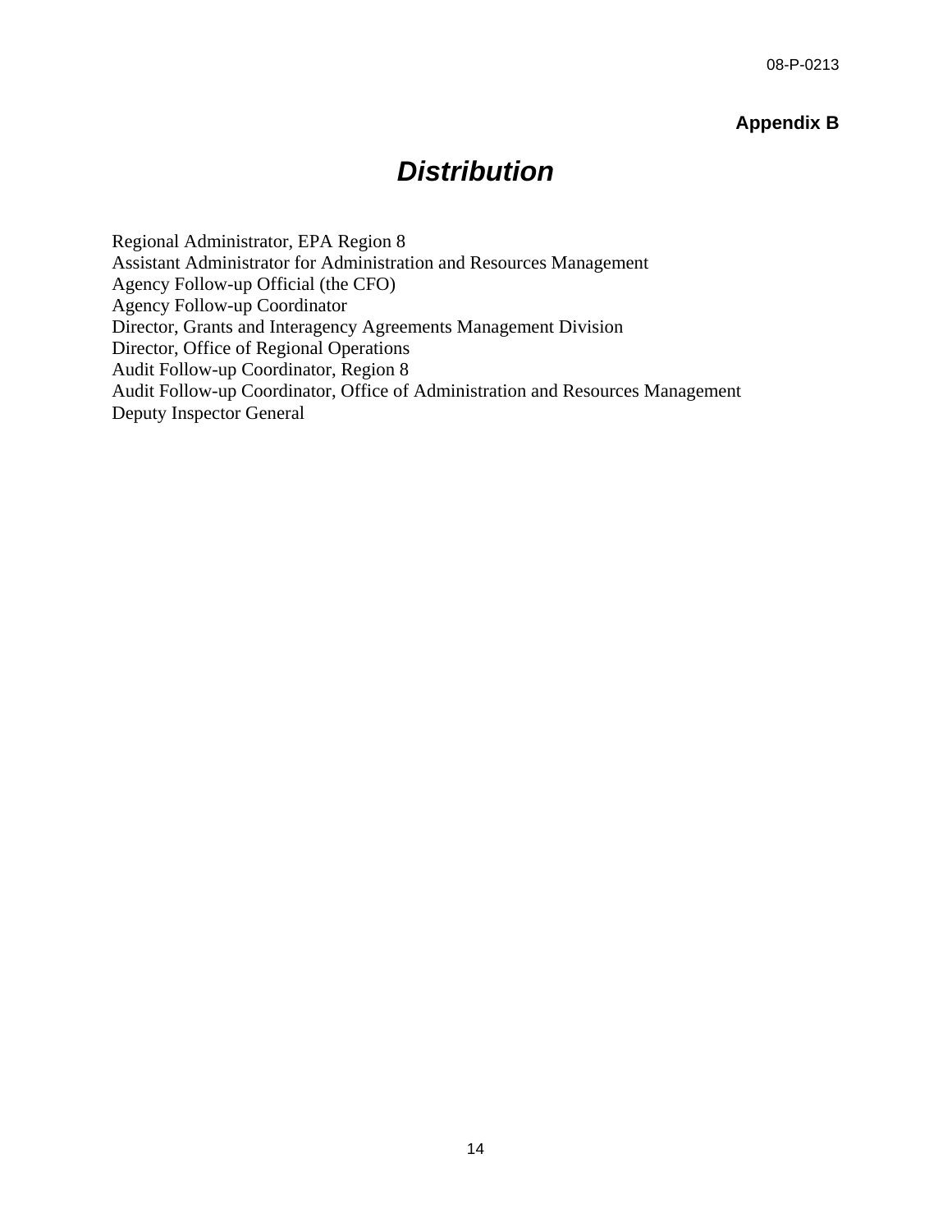**Appendix B**

# *Distribution*

Regional Administrator, EPA Region 8
Assistant Administrator for Administration and Resources Management
Agency Follow-up Official (the CFO)
Agency Follow-up Coordinator
Director, Grants and Interagency Agreements Management Division
Director, Office of Regional Operations
Audit Follow-up Coordinator, Region 8
Audit Follow-up Coordinator, Office of Administration and Resources Management
Deputy Inspector General